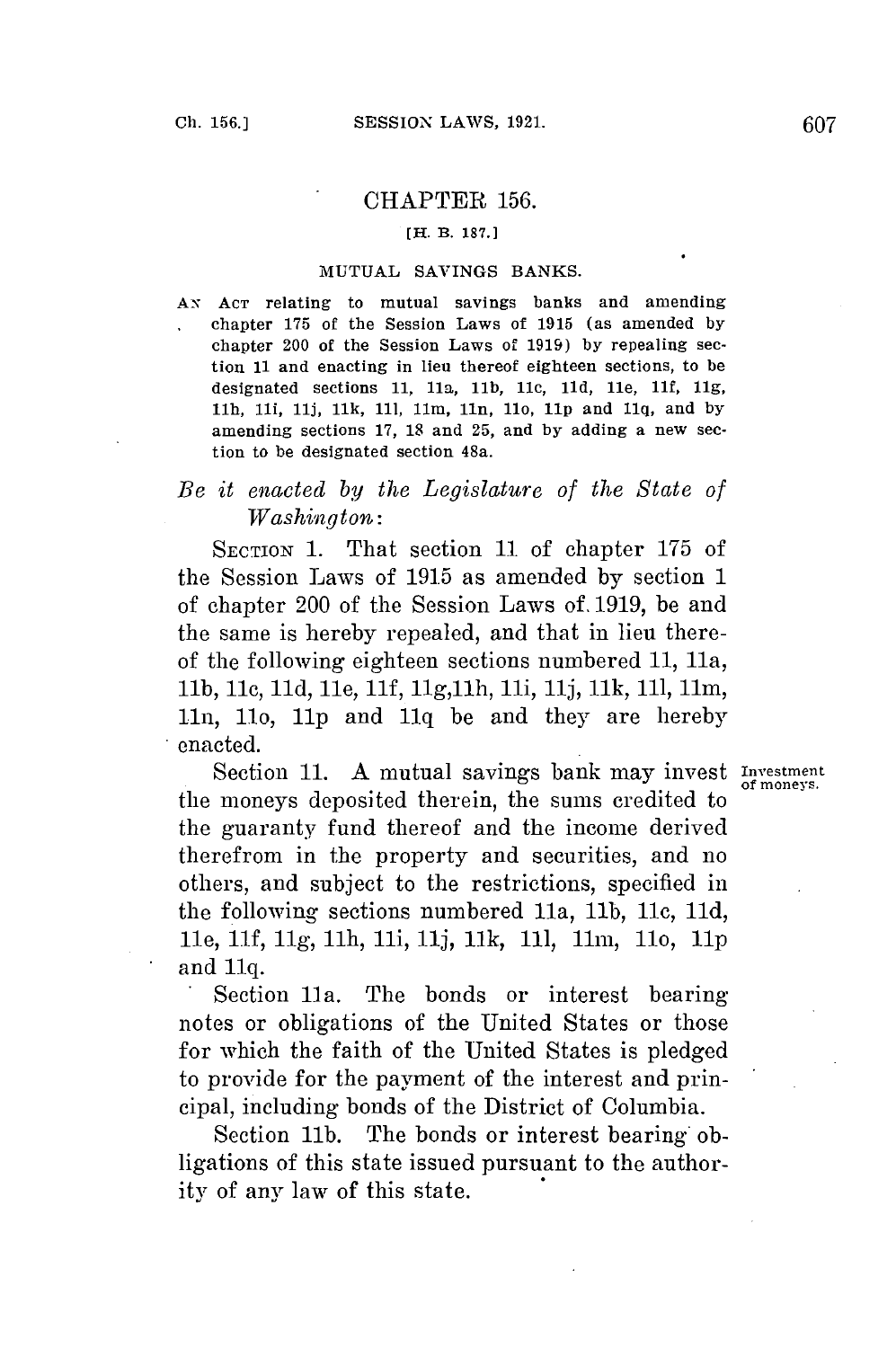# CHAPTER 156.

[H. B. 187.]

## MUTUAL SAVINGS BANKS.

AN ACT relating to mutual savings banks and amending chapter 175 of the Session Laws of 1915 (as amended by chapter 200 of the Session Laws of 1919) by repealing section 11 and enacting in lieu thereof eighteen sections, to be designated sections 11, 11a, 11b, 11c, 11d, 11e, 11f, 11g, 11h, 11i, 11j, 11k, 11l, 11m, 11n, 11o, 11p and 11q, and by amending sections 17, 18 and 25, and by adding a new section to be designated section 48a.

*Be it enacted by the Legislature of the State of Washington:*

SECTION 1. That section 11 of chapter 175 of the Session Laws of 1915 as amended by section 1 of chapter 200 of the Session Laws of 1919, be and the same is hereby repealed, and that in lieu thereof the following eighteen sections numbered 11, 11a, 11b, 11c, 11d, 11e, 11f, 11g, 11h, 11i, 11j, 11k, 11l, 11m, 11n, 11o, 11p and 11q be and they are hereby enacted.

Investment of moneys.

Section 11. A mutual savings bank may invest the moneys deposited therein, the sums credited to the guaranty fund thereof and the income derived therefrom in the property and securities, and no others, and subject to the restrictions, specified in the following sections numbered 11a, 11b, 11c, 11d, 11e, 11f, 11g, 11h, 11i, 11j, 11k, 11l, 11m, 11o, 11p and 11q.

Section 11a. The bonds or interest bearing notes or obligations of the United States or those for which the faith of the United States is pledged to provide for the payment of the interest and principal, including bonds of the District of Columbia.

Section 11b. The bonds or interest bearing obligations of this state issued pursuant to the authority of any law of this state.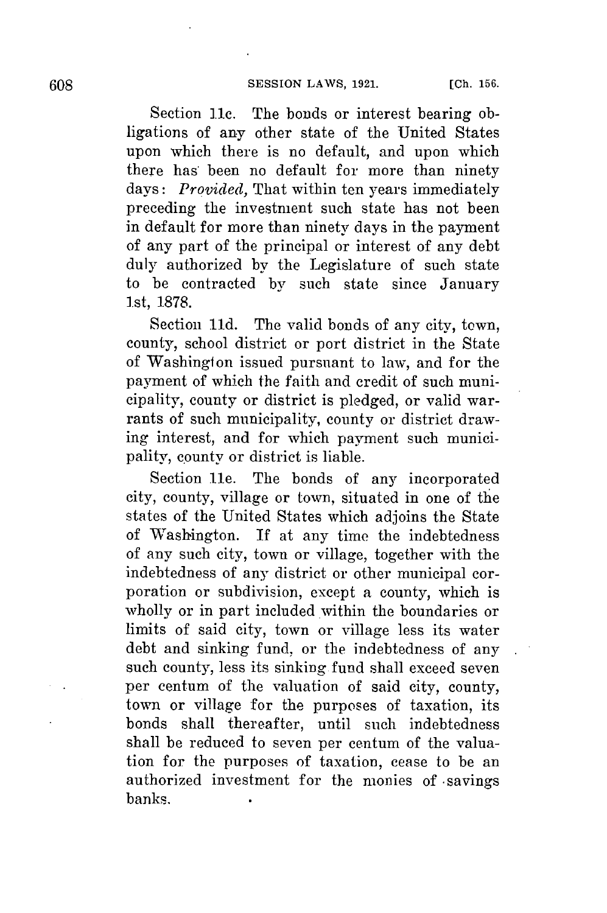Section 11c. The bonds or interest bearing obligations of any other state of the United States upon which there is no default, and upon which there has been no default for more than ninety days: *Provided,* That within ten years immediately preceding the investment such state has not been in default for more than ninety days in the payment of any part of the principal or interest of any debt duly authorized by the Legislature of such state to be contracted by such state since January 1st, 1878.

Section 11d. The valid bonds of any city, town, county, school district or port district in the State of Washington issued pursuant to law, and for the payment of which the faith and credit of such municipality, county or district is pledged, or valid warrants of such municipality, county or district drawing interest, and for which payment such municipality, county or district is liable.

Section 11e. The bonds of any incorporated city, county, village or town, situated in one of the states of the United States which adjoins the State of Washington. If at any time the indebtedness of any such city, town or village, together with the indebtedness of any district or other municipal corporation or subdivision, except a county, which is wholly or in part included within the boundaries or limits of said city, town or village less its water debt and sinking fund, or the indebtedness of any such county, less its sinking fund shall exceed seven per centum of the valuation of said city, county, town or village for the purposes of taxation, its bonds shall thereafter, until such indebtedness shall be reduced to seven per centum of the valuation for the purposes of taxation, cease to be an authorized investment for the monies of savings banks.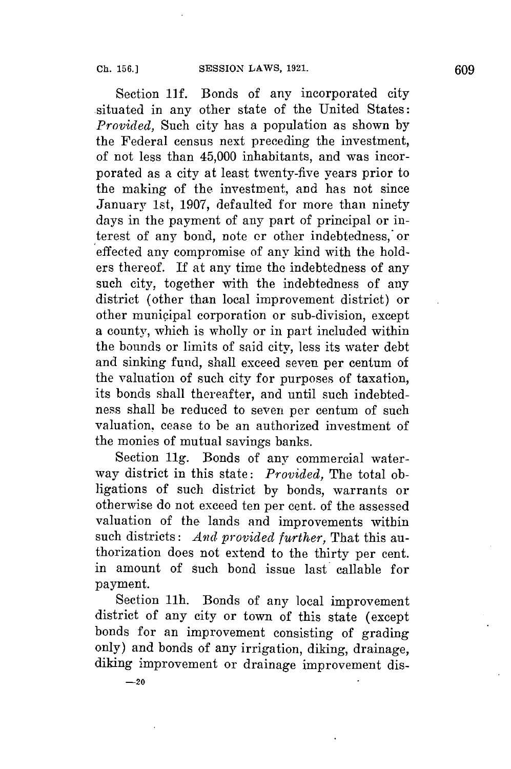Section 11f. Bonds of any incorporated city situated in any other state of the United States: *Provided,* Such city has a population as shown by the Federal census next preceding the investment, of not less than 45,000 inhabitants, and was incorporated as a city at least twenty-five years prior to the making of the investment, and has not since January 1st, 1907, defaulted for more than ninety days in the payment of any part of principal or interest of any bond, note or other indebtedness, or effected any compromise of any kind with the holders thereof. If at any time the indebtedness of any such city, together with the indebtedness of any district (other than local improvement district) or other municipal corporation or sub-division, except a county, which is wholly or in part included within the bounds or limits of said city, less its water debt and sinking fund, shall exceed seven per centum of the valuation of such city for purposes of taxation, its bonds shall thereafter, and until such indebtedness shall be reduced to seven per centum of such valuation, cease to be an authorized investment of the monies of mutual savings banks.

Section 11g. Bonds of any commercial waterway district in this state: *Provided,* The total obligations of such district by bonds, warrants or otherwise do not exceed ten per cent. of the assessed valuation of the lands and improvements within such districts: *And provided further,* That this authorization does not extend to the thirty per cent. in amount of such bond issue last callable for payment.

Section 11h. Bonds of any local improvement district of any city or town of this state (except bonds for an improvement consisting of grading only) and bonds of any irrigation, diking, drainage, diking improvement or drainage improvement dis-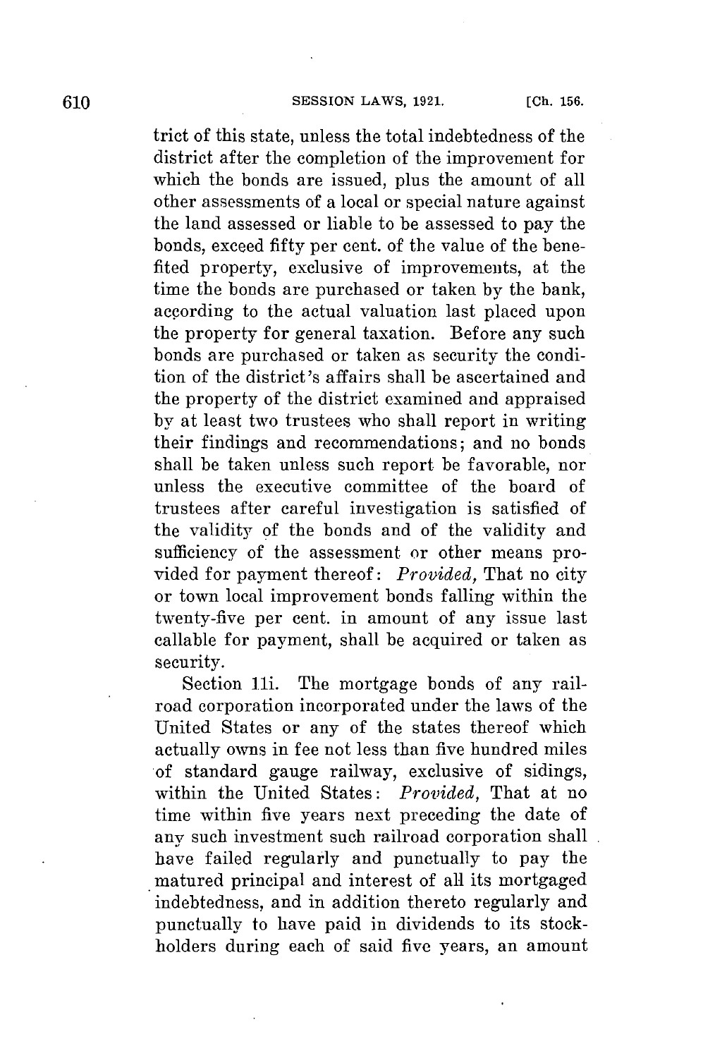trict of this state, unless the total indebtedness of the district after the completion of the improvement for which the bonds are issued, plus the amount of all other assessments of a local or special nature against the land assessed or liable to be assessed to pay the bonds, exceed fifty per cent. of the value of the benefited property, exclusive of improvements, at the time the bonds are purchased or taken by the bank, according to the actual valuation last placed upon the property for general taxation. Before any such bonds are purchased or taken as security the condition of the district's affairs shall be ascertained and the property of the district examined and appraised by at least two trustees who shall report in writing their findings and recommendations; and no bonds shall be taken unless such report be favorable, nor unless the executive committee of the board of trustees after careful investigation is satisfied of the validity of the bonds and of the validity and sufficiency of the assessment or other means provided for payment thereof: *Provided,* That no city or town local improvement bonds falling within the twenty-five per cent. in amount of any issue last callable for payment, shall be acquired or taken as security.

Section 11i. The mortgage bonds of any railroad corporation incorporated under the laws of the United States or any of the states thereof which actually owns in fee not less than five hundred miles of standard gauge railway, exclusive of sidings, within the United States: *Provided,* That at no time within five years next preceding the date of any such investment such railroad corporation shall have failed regularly and punctually to pay the matured principal and interest of all its mortgaged indebtedness, and in addition thereto regularly and punctually to have paid in dividends to its stockholders during each of said five years, an amount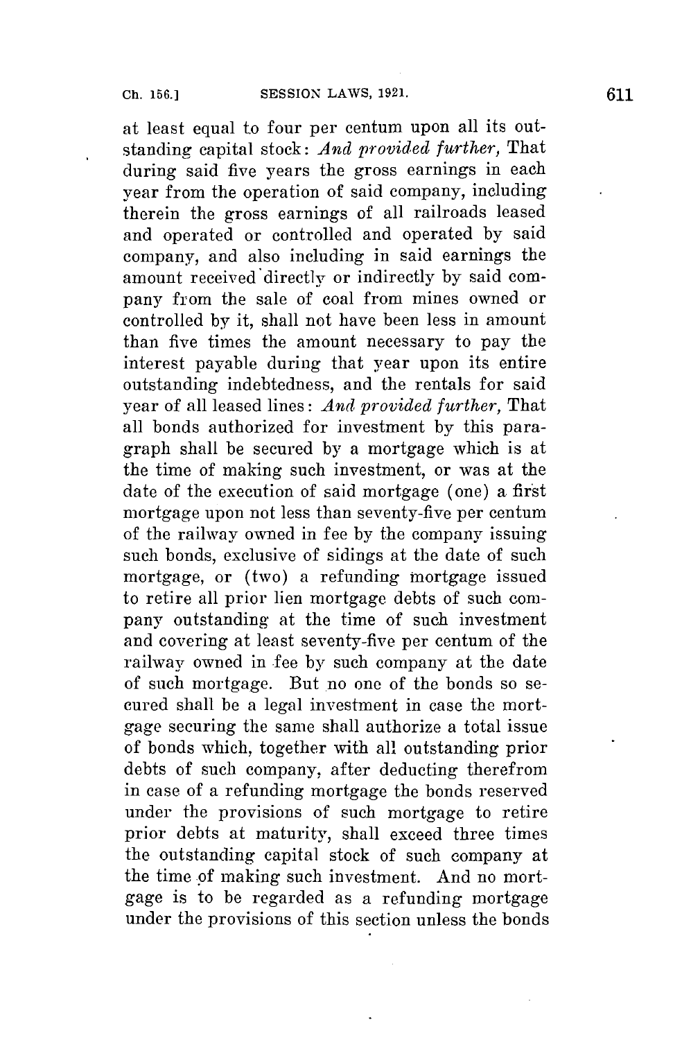at least equal to four per centum upon all its outstanding capital stock: *And provided further,* That during said five years the gross earnings in each year from the operation of said company, including therein the gross earnings of all railroads leased and operated or controlled and operated by said company, and also including in said earnings the amount received directly or indirectly by said company from the sale of coal from mines owned or controlled by it, shall not have been less in amount than five times the amount necessary to pay the interest payable during that year upon its entire outstanding indebtedness, and the rentals for said year of all leased lines: *And provided further,* That all bonds authorized for investment by this paragraph shall be secured by a mortgage which is at the time of making such investment, or was at the date of the execution of said mortgage (one) a first mortgage upon not less than seventy-five per centum of the railway owned in fee by the company issuing such bonds, exclusive of sidings at the date of such mortgage, or (two) a refunding mortgage issued to retire all prior lien mortgage debts of such company outstanding at the time of such investment and covering at least seventy-five per centum of the railway owned in fee by such company at the date of such mortgage. But no one of the bonds so secured shall be a legal investment in case the mortgage securing the same shall authorize a total issue of bonds which, together with all outstanding prior debts of such company, after deducting therefrom in case of a refunding mortgage the bonds reserved under the provisions of such mortgage to retire prior debts at maturity, shall exceed three times the outstanding capital stock of such company at the time of making such investment. And no mortgage is to be regarded as a refunding mortgage under the provisions of this section unless the bonds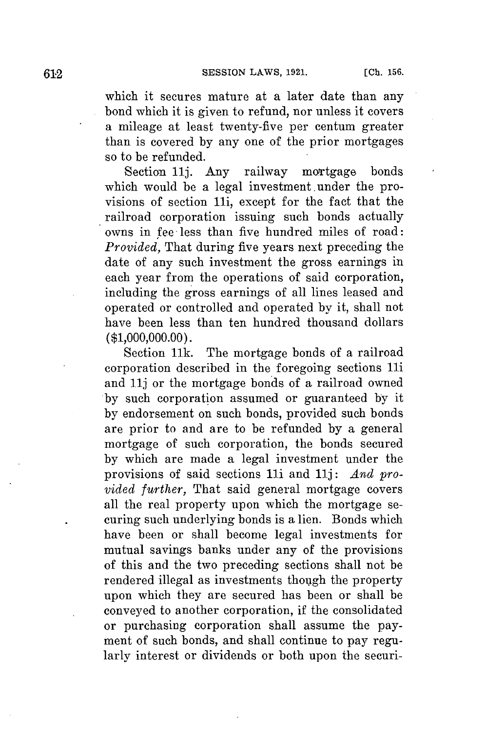which it secures mature at a later date than any bond which it is given to refund, nor unless it covers a mileage at least twenty-five per centum greater than is covered by any one of the prior mortgages so to be refunded.

Section 11j. Any railway mortgage bonds which would be a legal investment under the provisions of section 11i, except for the fact that the railroad corporation issuing such bonds actually owns in fee less than five hundred miles of road: *Provided,* That during five years next preceding the date of any such investment the gross earnings in each year from the operations of said corporation, including the gross earnings of all lines leased and operated or controlled and operated by it, shall not have been less than ten hundred thousand dollars ($1,000,000.00).

Section 11k. The mortgage bonds of a railroad corporation described in the foregoing sections 11i and 11j or the mortgage bonds of a railroad owned by such corporation assumed or guaranteed by it by endorsement on such bonds, provided such bonds are prior to and are to be refunded by a general mortgage of such corporation, the bonds secured by which are made a legal investment under the provisions of said sections 11i and 11j: *And provided further,* That said general mortgage covers all the real property upon which the mortgage securing such underlying bonds is a lien. Bonds which have been or shall become legal investments for mutual savings banks under any of the provisions of this and the two preceding sections shall not be rendered illegal as investments though the property upon which they are secured has been or shall be conveyed to another corporation, if the consolidated or purchasing corporation shall assume the payment of such bonds, and shall continue to pay regularly interest or dividends or both upon the securi-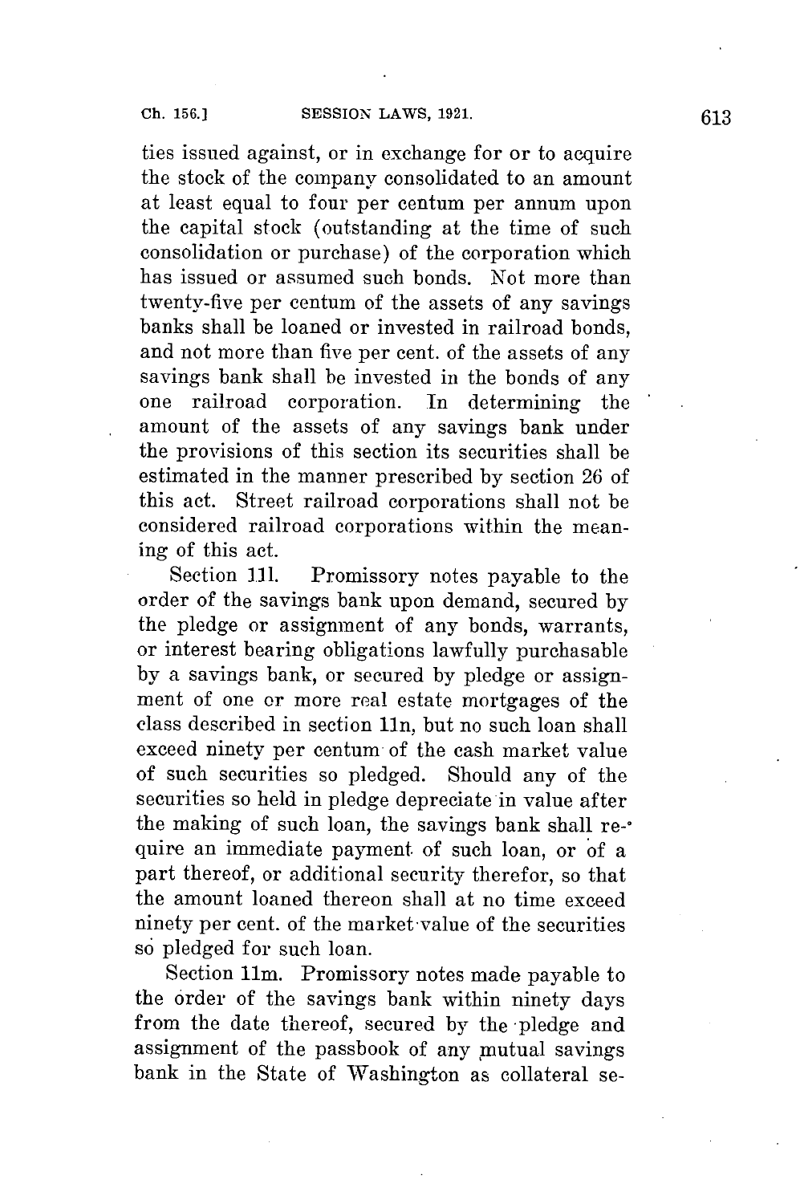ties issued against, or in exchange for or to acquire the stock of the company consolidated to an amount at least equal to four per centum per annum upon the capital stock (outstanding at the time of such consolidation or purchase) of the corporation which has issued or assumed such bonds. Not more than twenty-five per centum of the assets of any savings banks shall be loaned or invested in railroad bonds, and not more than five per cent. of the assets of any savings bank shall be invested in the bonds of any one railroad corporation. In determining the amount of the assets of any savings bank under the provisions of this section its securities shall be estimated in the manner prescribed by section 26 of this act. Street railroad corporations shall not be considered railroad corporations within the meaning of this act.

Section 11l. Promissory notes payable to the order of the savings bank upon demand, secured by the pledge or assignment of any bonds, warrants, or interest bearing obligations lawfully purchasable by a savings bank, or secured by pledge or assignment of one or more real estate mortgages of the class described in section 11n, but no such loan shall exceed ninety per centum of the cash market value of such securities so pledged. Should any of the securities so held in pledge depreciate in value after the making of such loan, the savings bank shall require an immediate payment of such loan, or of a part thereof, or additional security therefor, so that the amount loaned thereon shall at no time exceed ninety per cent. of the market value of the securities so pledged for such loan.

Section 11m. Promissory notes made payable to the order of the savings bank within ninety days from the date thereof, secured by the pledge and assignment of the passbook of any mutual savings bank in the State of Washington as collateral se-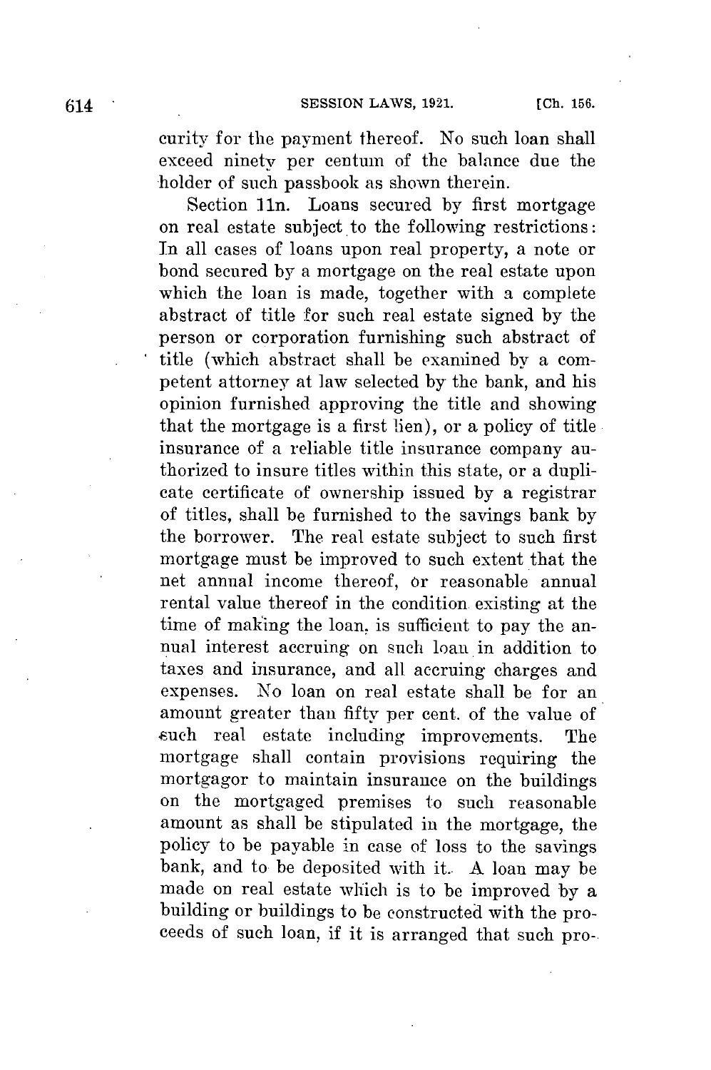curity for the payment thereof. No such loan shall exceed ninety per centum of the balance due the holder of such passbook as shown therein.

Section 11n. Loans secured by first mortgage on real estate subject to the following restrictions: In all cases of loans upon real property, a note or bond secured by a mortgage on the real estate upon which the loan is made, together with a complete abstract of title for such real estate signed by the person or corporation furnishing such abstract of title (which abstract shall be examined by a competent attorney at law selected by the bank, and his opinion furnished approving the title and showing that the mortgage is a first lien), or a policy of title insurance of a reliable title insurance company authorized to insure titles within this state, or a duplicate certificate of ownership issued by a registrar of titles, shall be furnished to the savings bank by the borrower. The real estate subject to such first mortgage must be improved to such extent that the net annual income thereof, or reasonable annual rental value thereof in the condition existing at the time of making the loan, is sufficient to pay the annual interest accruing on such loan in addition to taxes and insurance, and all accruing charges and expenses. No loan on real estate shall be for an amount greater than fifty per cent. of the value of such real estate including improvements. The mortgage shall contain provisions requiring the mortgagor to maintain insurance on the buildings on the mortgaged premises to such reasonable amount as shall be stipulated in the mortgage, the policy to be payable in case of loss to the savings bank, and to be deposited with it. A loan may be made on real estate which is to be improved by a building or buildings to be constructed with the proceeds of such loan, if it is arranged that such pro-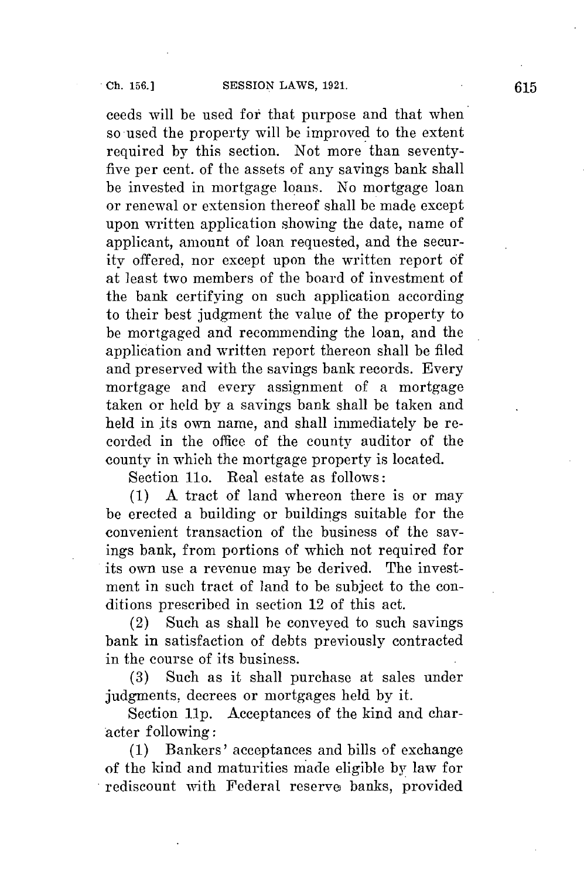ceeds will be used for that purpose and that when so used the property will be improved to the extent required by this section. Not more than seventy-five per cent. of the assets of any savings bank shall be invested in mortgage loans. No mortgage loan or renewal or extension thereof shall be made except upon written application showing the date, name of applicant, amount of loan requested, and the security offered, nor except upon the written report of at least two members of the board of investment of the bank certifying on such application according to their best judgment the value of the property to be mortgaged and recommending the loan, and the application and written report thereon shall be filed and preserved with the savings bank records. Every mortgage and every assignment of a mortgage taken or held by a savings bank shall be taken and held in its own name, and shall immediately be recorded in the office of the county auditor of the county in which the mortgage property is located.

Section 11o. Real estate as follows:

(1) A tract of land whereon there is or may be erected a building or buildings suitable for the convenient transaction of the business of the savings bank, from portions of which not required for its own use a revenue may be derived. The investment in such tract of land to be subject to the conditions prescribed in section 12 of this act.

(2) Such as shall be conveyed to such savings bank in satisfaction of debts previously contracted in the course of its business.

(3) Such as it shall purchase at sales under judgments, decrees or mortgages held by it.

Section 11p. Acceptances of the kind and character following:

(1) Bankers' acceptances and bills of exchange of the kind and maturities made eligible by law for rediscount with Federal reserve banks, provided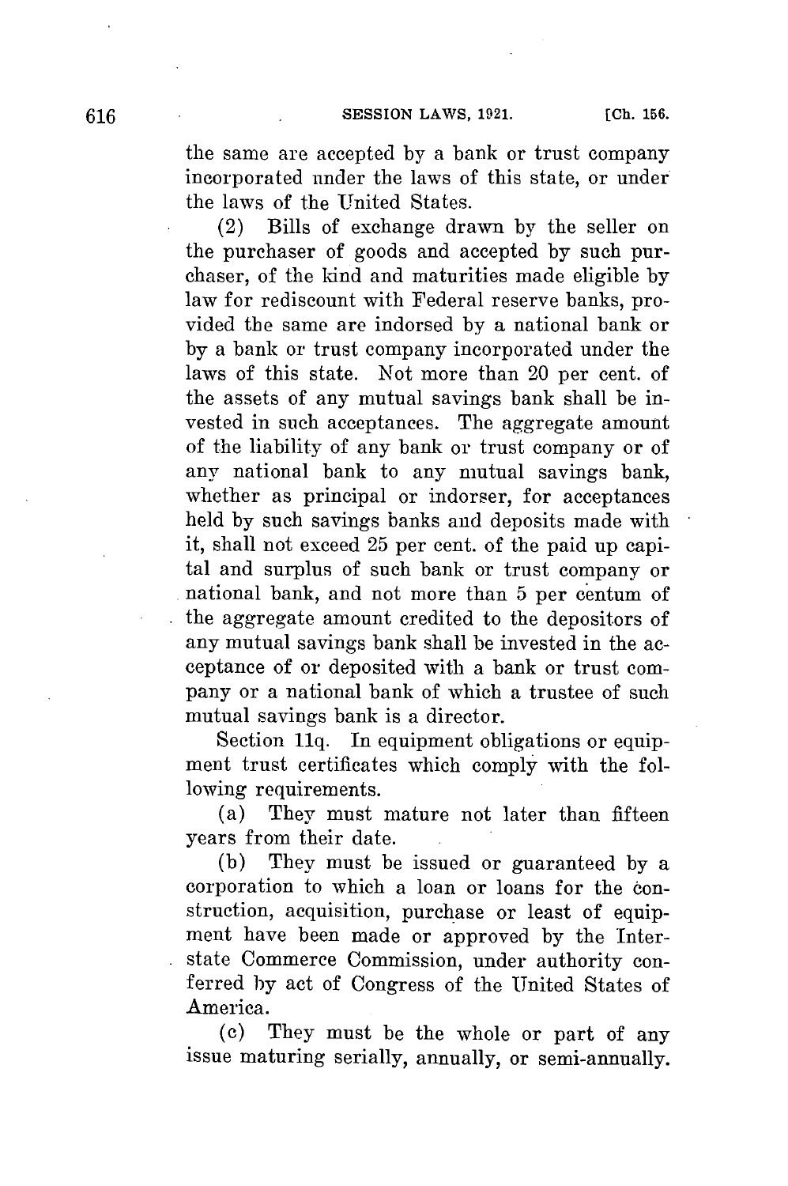the same are accepted by a bank or trust company incorporated under the laws of this state, or under the laws of the United States.

(2) Bills of exchange drawn by the seller on the purchaser of goods and accepted by such purchaser, of the kind and maturities made eligible by law for rediscount with Federal reserve banks, provided the same are indorsed by a national bank or by a bank or trust company incorporated under the laws of this state. Not more than 20 per cent. of the assets of any mutual savings bank shall be invested in such acceptances. The aggregate amount of the liability of any bank or trust company or of any national bank to any mutual savings bank, whether as principal or indorser, for acceptances held by such savings banks and deposits made with it, shall not exceed 25 per cent. of the paid up capital and surplus of such bank or trust company or national bank, and not more than 5 per centum of the aggregate amount credited to the depositors of any mutual savings bank shall be invested in the acceptance of or deposited with a bank or trust company or a national bank of which a trustee of such mutual savings bank is a director.

Section 11q. In equipment obligations or equipment trust certificates which comply with the following requirements.

(a) They must mature not later than fifteen years from their date.

(b) They must be issued or guaranteed by a corporation to which a loan or loans for the construction, acquisition, purchase or least of equipment have been made or approved by the Interstate Commerce Commission, under authority conferred by act of Congress of the United States of America.

(c) They must be the whole or part of any issue maturing serially, annually, or semi-annually.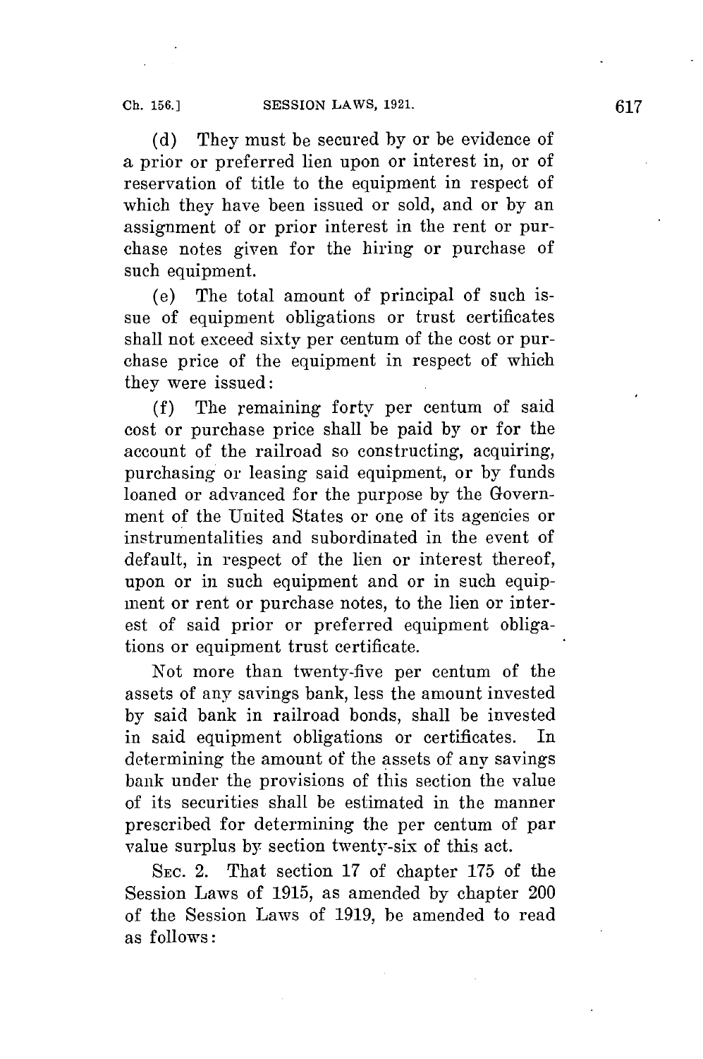(d) They must be secured by or be evidence of a prior or preferred lien upon or interest in, or of reservation of title to the equipment in respect of which they have been issued or sold, and or by an assignment of or prior interest in the rent or purchase notes given for the hiring or purchase of such equipment.

(e) The total amount of principal of such issue of equipment obligations or trust certificates shall not exceed sixty per centum of the cost or purchase price of the equipment in respect of which they were issued:

(f) The remaining forty per centum of said cost or purchase price shall be paid by or for the account of the railroad so constructing, acquiring, purchasing or leasing said equipment, or by funds loaned or advanced for the purpose by the Government of the United States or one of its agencies or instrumentalities and subordinated in the event of default, in respect of the lien or interest thereof, upon or in such equipment and or in such equipment or rent or purchase notes, to the lien or interest of said prior or preferred equipment obligations or equipment trust certificate.

Not more than twenty-five per centum of the assets of any savings bank, less the amount invested by said bank in railroad bonds, shall be invested in said equipment obligations or certificates. In determining the amount of the assets of any savings bank under the provisions of this section the value of its securities shall be estimated in the manner prescribed for determining the per centum of par value surplus by section twenty-six of this act.

SEC. 2. That section 17 of chapter 175 of the Session Laws of 1915, as amended by chapter 200 of the Session Laws of 1919, be amended to read as follows: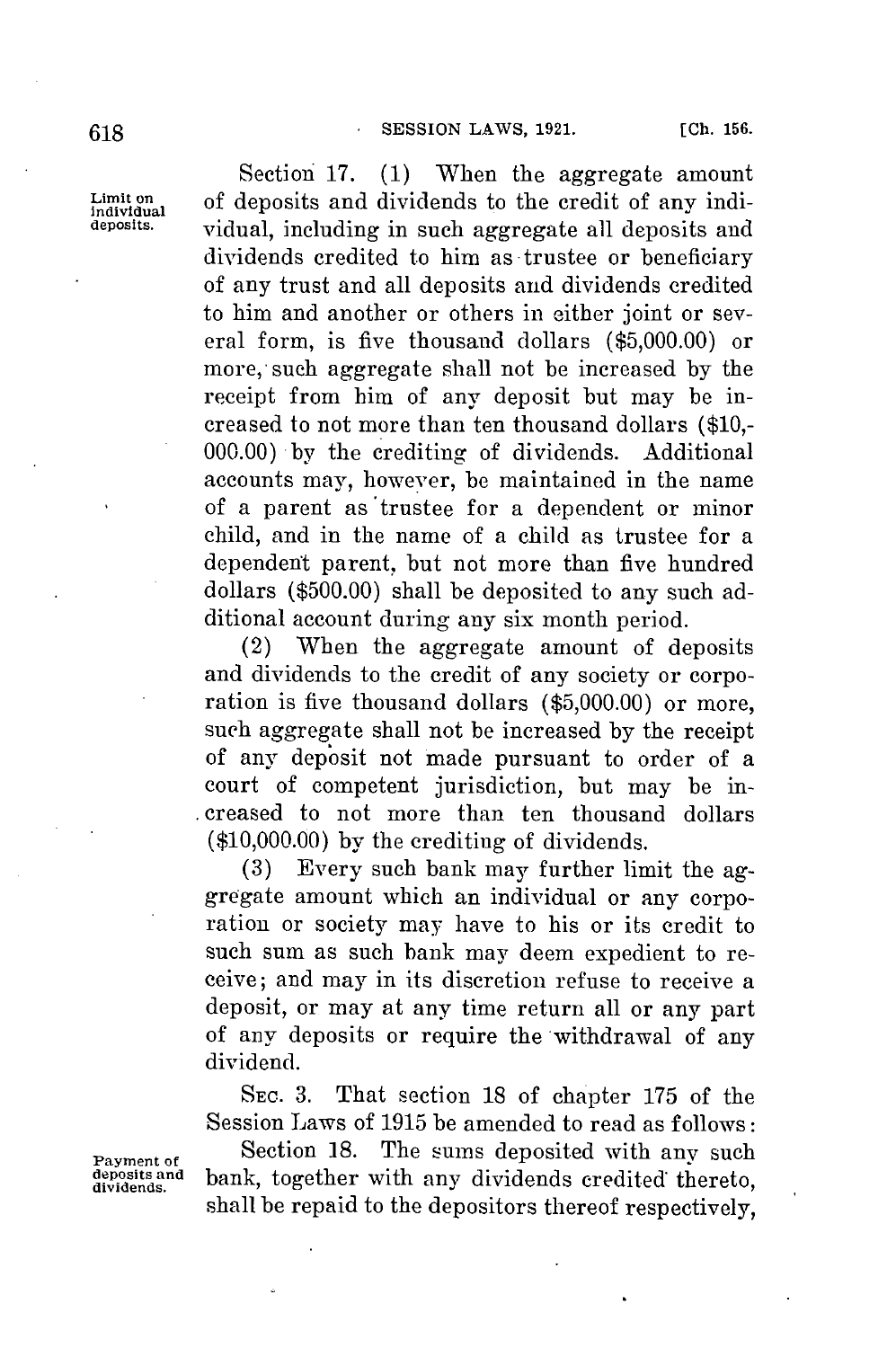Section 17. (1) When the aggregate amount of deposits and dividends to the credit of any individual, including in such aggregate all deposits and dividends credited to him as trustee or beneficiary of any trust and all deposits and dividends credited to him and another or others in either joint or several form, is five thousand dollars ($5,000.00) or more, such aggregate shall not be increased by the receipt from him of any deposit but may be increased to not more than ten thousand dollars ($10,000.00) by the crediting of dividends. Additional accounts may, however, be maintained in the name of a parent as trustee for a dependent or minor child, and in the name of a child as trustee for a dependent parent, but not more than five hundred dollars ($500.00) shall be deposited to any such additional account during any six month period.

Limit on individual deposits.

(2) When the aggregate amount of deposits and dividends to the credit of any society or corporation is five thousand dollars ($5,000.00) or more, such aggregate shall not be increased by the receipt of any deposit not made pursuant to order of a court of competent jurisdiction, but may be increased to not more than ten thousand dollars ($10,000.00) by the crediting of dividends.

(3) Every such bank may further limit the aggregate amount which an individual or any corporation or society may have to his or its credit to such sum as such bank may deem expedient to receive; and may in its discretion refuse to receive a deposit, or may at any time return all or any part of any deposits or require the withdrawal of any dividend.

SEC. 3. That section 18 of chapter 175 of the Session Laws of 1915 be amended to read as follows:

Payment of deposits and dividends.

Section 18. The sums deposited with any such bank, together with any dividends credited thereto, shall be repaid to the depositors thereof respectively,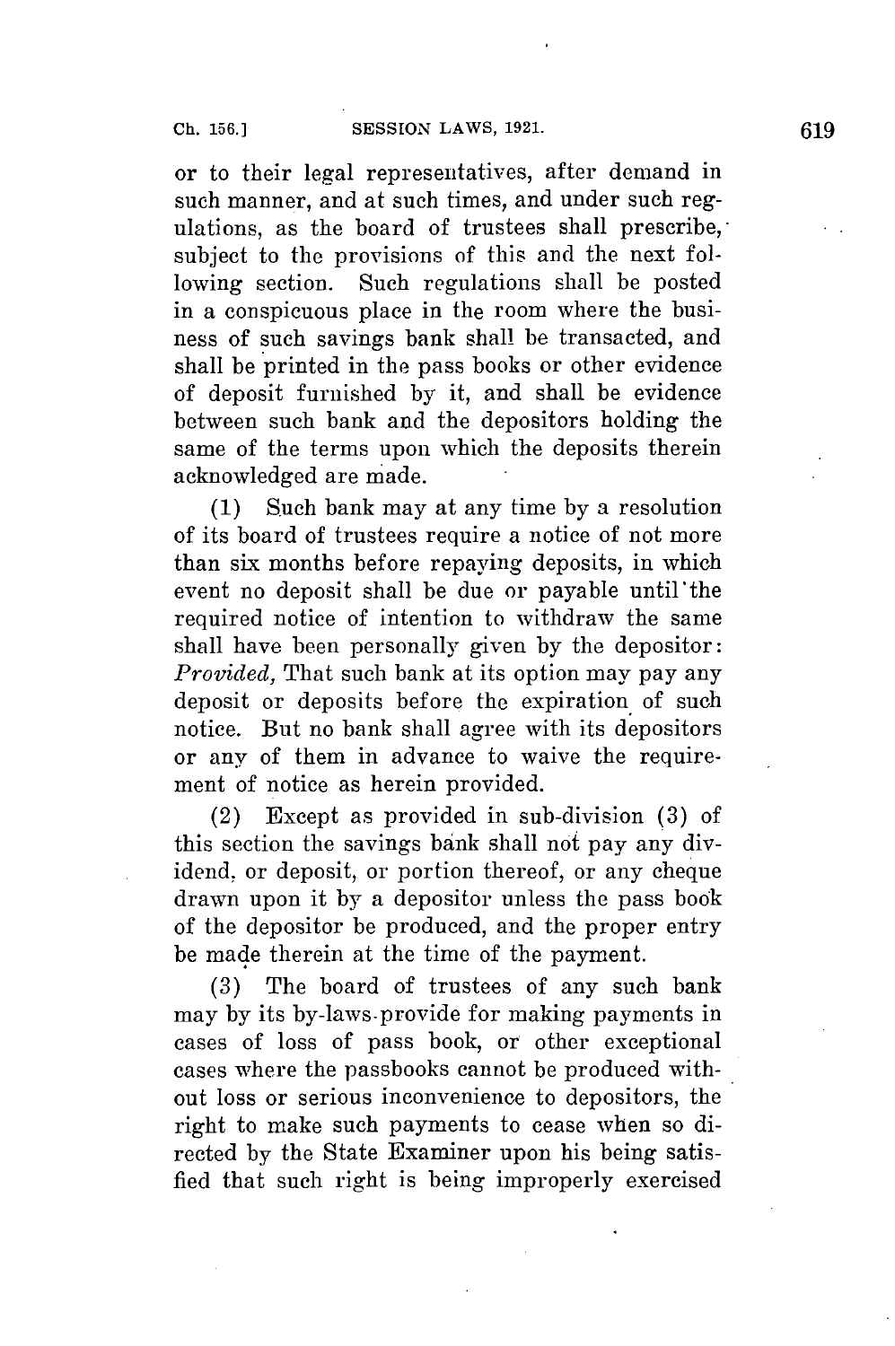or to their legal representatives, after demand in such manner, and at such times, and under such regulations, as the board of trustees shall prescribe, subject to the provisions of this and the next following section. Such regulations shall be posted in a conspicuous place in the room where the business of such savings bank shall be transacted, and shall be printed in the pass books or other evidence of deposit furnished by it, and shall be evidence between such bank and the depositors holding the same of the terms upon which the deposits therein acknowledged are made.

(1) Such bank may at any time by a resolution of its board of trustees require a notice of not more than six months before repaying deposits, in which event no deposit shall be due or payable until the required notice of intention to withdraw the same shall have been personally given by the depositor: *Provided,* That such bank at its option may pay any deposit or deposits before the expiration of such notice. But no bank shall agree with its depositors or any of them in advance to waive the requirement of notice as herein provided.

(2) Except as provided in sub-division (3) of this section the savings bank shall not pay any dividend, or deposit, or portion thereof, or any cheque drawn upon it by a depositor unless the pass book of the depositor be produced, and the proper entry be made therein at the time of the payment.

(3) The board of trustees of any such bank may by its by-laws provide for making payments in cases of loss of pass book, or other exceptional cases where the passbooks cannot be produced without loss or serious inconvenience to depositors, the right to make such payments to cease when so directed by the State Examiner upon his being satisfied that such right is being improperly exercised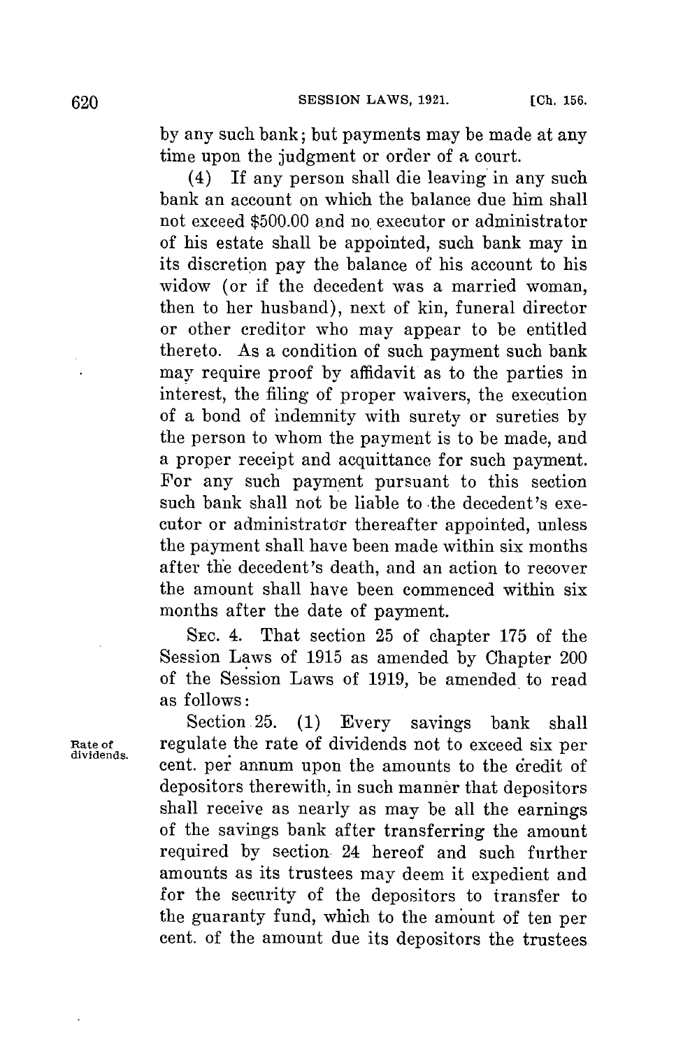by any such bank; but payments may be made at any time upon the judgment or order of a court.

(4) If any person shall die leaving in any such bank an account on which the balance due him shall not exceed $500.00 and no executor or administrator of his estate shall be appointed, such bank may in its discretion pay the balance of his account to his widow (or if the decedent was a married woman, then to her husband), next of kin, funeral director or other creditor who may appear to be entitled thereto. As a condition of such payment such bank may require proof by affidavit as to the parties in interest, the filing of proper waivers, the execution of a bond of indemnity with surety or sureties by the person to whom the payment is to be made, and a proper receipt and acquittance for such payment. For any such payment pursuant to this section such bank shall not be liable to the decedent's executor or administrator thereafter appointed, unless the payment shall have been made within six months after the decedent's death, and an action to recover the amount shall have been commenced within six months after the date of payment.

SEC. 4. That section 25 of chapter 175 of the Session Laws of 1915 as amended by Chapter 200 of the Session Laws of 1919, be amended to read as follows:

Rate of dividends.

Section 25. (1) Every savings bank shall regulate the rate of dividends not to exceed six per cent. per annum upon the amounts to the credit of depositors therewith, in such manner that depositors shall receive as nearly as may be all the earnings of the savings bank after transferring the amount required by section 24 hereof and such further amounts as its trustees may deem it expedient and for the security of the depositors to transfer to the guaranty fund, which to the amount of ten per cent. of the amount due its depositors the trustees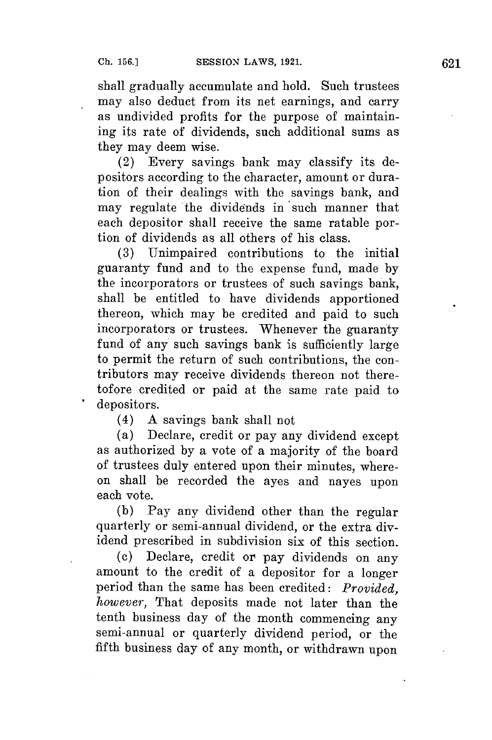shall gradually accumulate and hold. Such trustees may also deduct from its net earnings, and carry as undivided profits for the purpose of maintaining its rate of dividends, such additional sums as they may deem wise.

(2) Every savings bank may classify its depositors according to the character, amount or duration of their dealings with the savings bank, and may regulate the dividends in such manner that each depositor shall receive the same ratable portion of dividends as all others of his class.

(3) Unimpaired contributions to the initial guaranty fund and to the expense fund, made by the incorporators or trustees of such savings bank, shall be entitled to have dividends apportioned thereon, which may be credited and paid to such incorporators or trustees. Whenever the guaranty fund of any such savings bank is sufficiently large to permit the return of such contributions, the contributors may receive dividends thereon not theretofore credited or paid at the same rate paid to depositors.

(4) A savings bank shall not

(a) Declare, credit or pay any dividend except as authorized by a vote of a majority of the board of trustees duly entered upon their minutes, whereon shall be recorded the ayes and nayes upon each vote.

(b) Pay any dividend other than the regular quarterly or semi-annual dividend, or the extra dividend prescribed in subdivision six of this section.

(c) Declare, credit or pay dividends on any amount to the credit of a depositor for a longer period than the same has been credited: *Provided, however,* That deposits made not later than the tenth business day of the month commencing any semi-annual or quarterly dividend period, or the fifth business day of any month, or withdrawn upon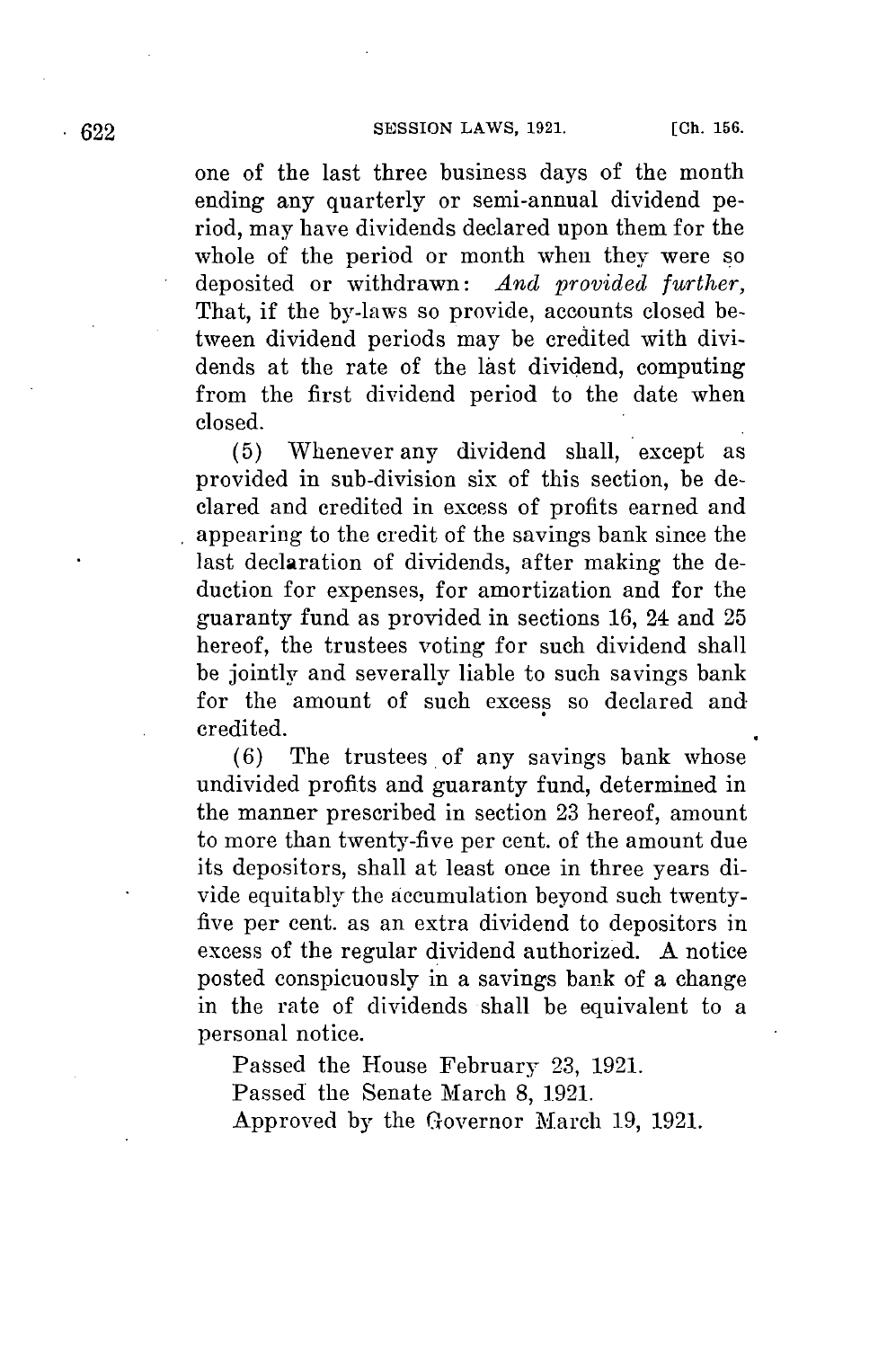one of the last three business days of the month ending any quarterly or semi-annual dividend period, may have dividends declared upon them for the whole of the period or month when they were so deposited or withdrawn: *And provided further,* That, if the by-laws so provide, accounts closed between dividend periods may be credited with dividends at the rate of the last dividend, computing from the first dividend period to the date when closed.

(5) Whenever any dividend shall, except as provided in sub-division six of this section, be declared and credited in excess of profits earned and appearing to the credit of the savings bank since the last declaration of dividends, after making the deduction for expenses, for amortization and for the guaranty fund as provided in sections 16, 24 and 25 hereof, the trustees voting for such dividend shall be jointly and severally liable to such savings bank for the amount of such excess so declared and credited.

(6) The trustees of any savings bank whose undivided profits and guaranty fund, determined in the manner prescribed in section 23 hereof, amount to more than twenty-five per cent. of the amount due its depositors, shall at least once in three years divide equitably the accumulation beyond such twenty-five per cent. as an extra dividend to depositors in excess of the regular dividend authorized. A notice posted conspicuously in a savings bank of a change in the rate of dividends shall be equivalent to a personal notice.

Passed the House February 23, 1921.

Passed the Senate March 8, 1921.

Approved by the Governor March 19, 1921.